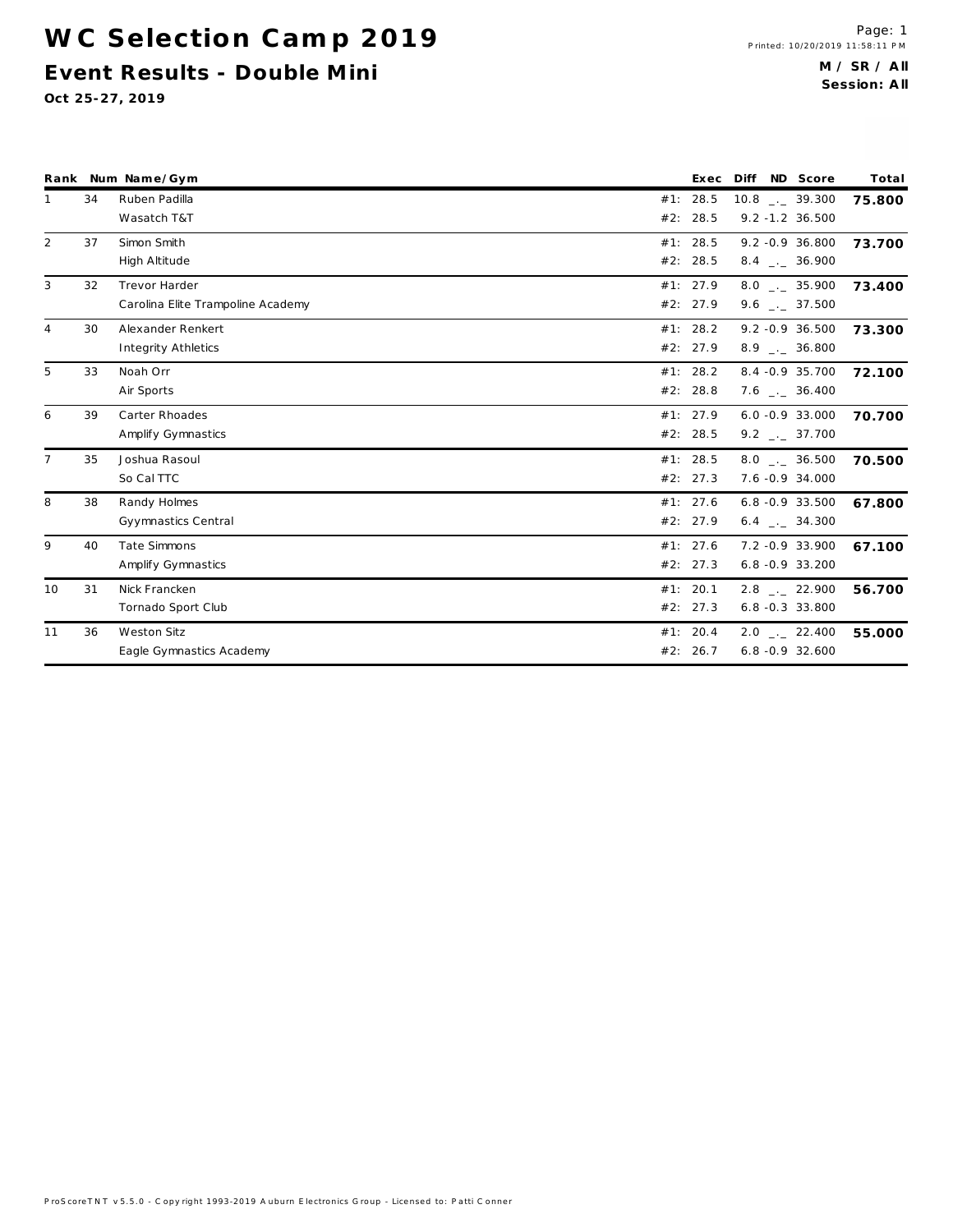# WC Selection Camp 2019

## Event Results - Double Mini

**Oct 25-27, 2019**

Printed: 10/20/2019 11:58:11 PM

**M / SR / All**
**Session: All**

| Rank | Num | Name/Gym | | Exec | Diff | ND | Score | Total |
|---|---|---|---|---|---|---|---|---|
| 1 | 34 | Ruben Padilla | #1: | 28.5 | 10.8 | _._ | 39.300 | **75.800** |
| | | Wasatch T&T | #2: | 28.5 | 9.2 | -1.2 | 36.500 | |
| 2 | 37 | Simon Smith | #1: | 28.5 | 9.2 | -0.9 | 36.800 | **73.700** |
| | | High Altitude | #2: | 28.5 | 8.4 | _._ | 36.900 | |
| 3 | 32 | Trevor Harder | #1: | 27.9 | 8.0 | _._ | 35.900 | **73.400** |
| | | Carolina Elite Trampoline Academy | #2: | 27.9 | 9.6 | _._ | 37.500 | |
| 4 | 30 | Alexander Renkert | #1: | 28.2 | 9.2 | -0.9 | 36.500 | **73.300** |
| | | Integrity Athletics | #2: | 27.9 | 8.9 | _._ | 36.800 | |
| 5 | 33 | Noah Orr | #1: | 28.2 | 8.4 | -0.9 | 35.700 | **72.100** |
| | | Air Sports | #2: | 28.8 | 7.6 | _._ | 36.400 | |
| 6 | 39 | Carter Rhoades | #1: | 27.9 | 6.0 | -0.9 | 33.000 | **70.700** |
| | | Amplify Gymnastics | #2: | 28.5 | 9.2 | _._ | 37.700 | |
| 7 | 35 | Joshua Rasoul | #1: | 28.5 | 8.0 | _._ | 36.500 | **70.500** |
| | | So Cal TTC | #2: | 27.3 | 7.6 | -0.9 | 34.000 | |
| 8 | 38 | Randy Holmes | #1: | 27.6 | 6.8 | -0.9 | 33.500 | **67.800** |
| | | Gyymnastics Central | #2: | 27.9 | 6.4 | _._ | 34.300 | |
| 9 | 40 | Tate Simmons | #1: | 27.6 | 7.2 | -0.9 | 33.900 | **67.100** |
| | | Amplify Gymnastics | #2: | 27.3 | 6.8 | -0.9 | 33.200 | |
| 10 | 31 | Nick Francken | #1: | 20.1 | 2.8 | _._ | 22.900 | **56.700** |
| | | Tornado Sport Club | #2: | 27.3 | 6.8 | -0.3 | 33.800 | |
| 11 | 36 | Weston Sitz | #1: | 20.4 | 2.0 | _._ | 22.400 | **55.000** |
| | | Eagle Gymnastics Academy | #2: | 26.7 | 6.8 | -0.9 | 32.600 | |

ProScoreTNT v5.5.0 - Copyright 1993-2019 Auburn Electronics Group - Licensed to: Patti Conner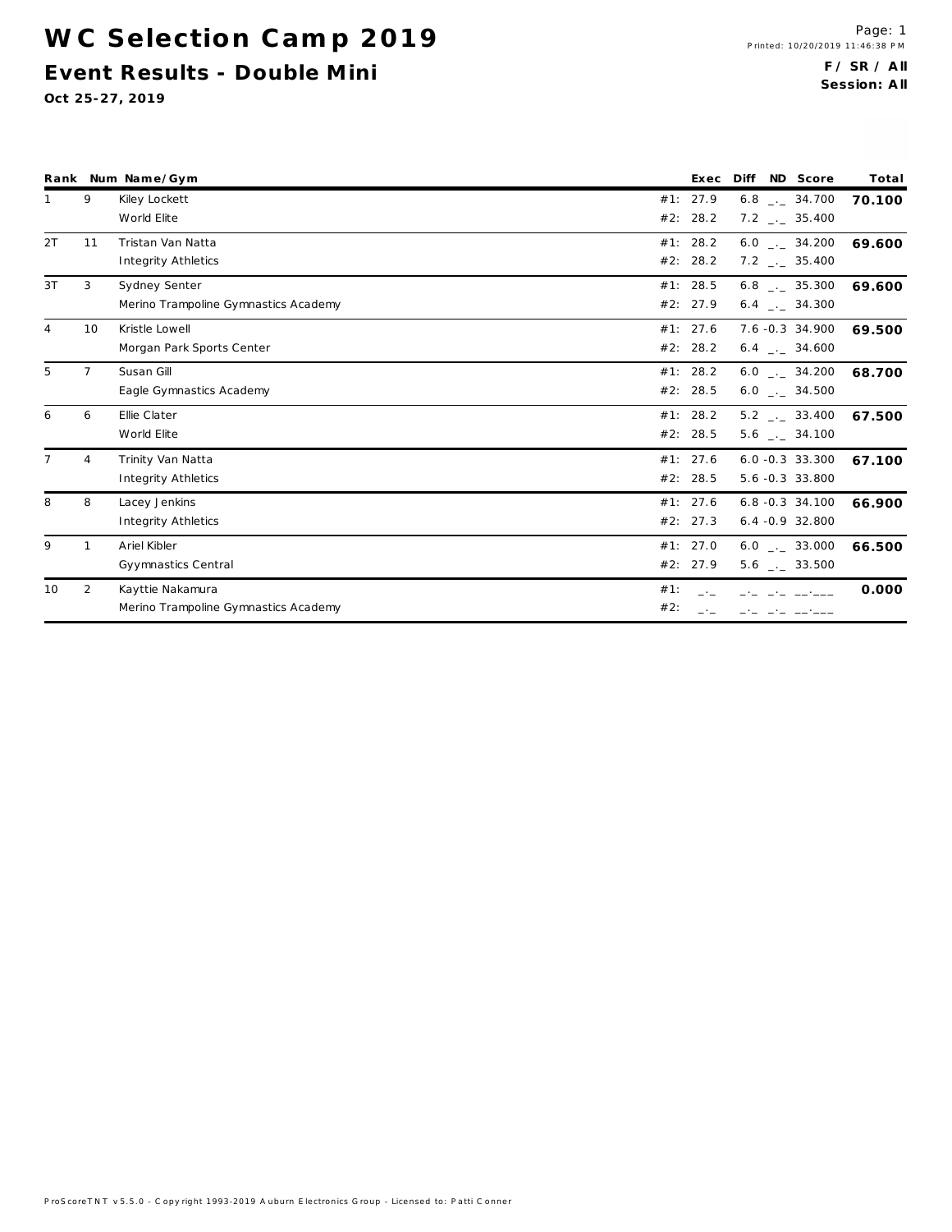# WC Selection Camp 2019

## Event Results - Double Mini

**Oct 25-27, 2019**

**F / SR / All**
**Session: All**

| Rank | Num | Name/Gym | | Exec | Diff | ND | Score | Total |
|---|---|---|---|---|---|---|---|---|
| 1 | 9 | Kiley Lockett | #1: | 27.9 | 6.8 | _._ | 34.700 | **70.100** |
| | | World Elite | #2: | 28.2 | 7.2 | _._ | 35.400 | |
| 2T | 11 | Tristan Van Natta | #1: | 28.2 | 6.0 | _._ | 34.200 | **69.600** |
| | | Integrity Athletics | #2: | 28.2 | 7.2 | _._ | 35.400 | |
| 3T | 3 | Sydney Senter | #1: | 28.5 | 6.8 | _._ | 35.300 | **69.600** |
| | | Merino Trampoline Gymnastics Academy | #2: | 27.9 | 6.4 | _._ | 34.300 | |
| 4 | 10 | Kristle Lowell | #1: | 27.6 | 7.6 | -0.3 | 34.900 | **69.500** |
| | | Morgan Park Sports Center | #2: | 28.2 | 6.4 | _._ | 34.600 | |
| 5 | 7 | Susan Gill | #1: | 28.2 | 6.0 | _._ | 34.200 | **68.700** |
| | | Eagle Gymnastics Academy | #2: | 28.5 | 6.0 | _._ | 34.500 | |
| 6 | 6 | Ellie Clater | #1: | 28.2 | 5.2 | _._ | 33.400 | **67.500** |
| | | World Elite | #2: | 28.5 | 5.6 | _._ | 34.100 | |
| 7 | 4 | Trinity Van Natta | #1: | 27.6 | 6.0 | -0.3 | 33.300 | **67.100** |
| | | Integrity Athletics | #2: | 28.5 | 5.6 | -0.3 | 33.800 | |
| 8 | 8 | Lacey Jenkins | #1: | 27.6 | 6.8 | -0.3 | 34.100 | **66.900** |
| | | Integrity Athletics | #2: | 27.3 | 6.4 | -0.9 | 32.800 | |
| 9 | 1 | Ariel Kibler | #1: | 27.0 | 6.0 | _._ | 33.000 | **66.500** |
| | | Gyymnastics Central | #2: | 27.9 | 5.6 | _._ | 33.500 | |
| 10 | 2 | Kayttie Nakamura | #1: | _._ | _._ | _._ | __.___ | **0.000** |
| | | Merino Trampoline Gymnastics Academy | #2: | _._ | _._ | _._ | __.___ | |

ProScoreTNT v5.5.0 - Copyright 1993-2019 Auburn Electronics Group - Licensed to: Patti Conner